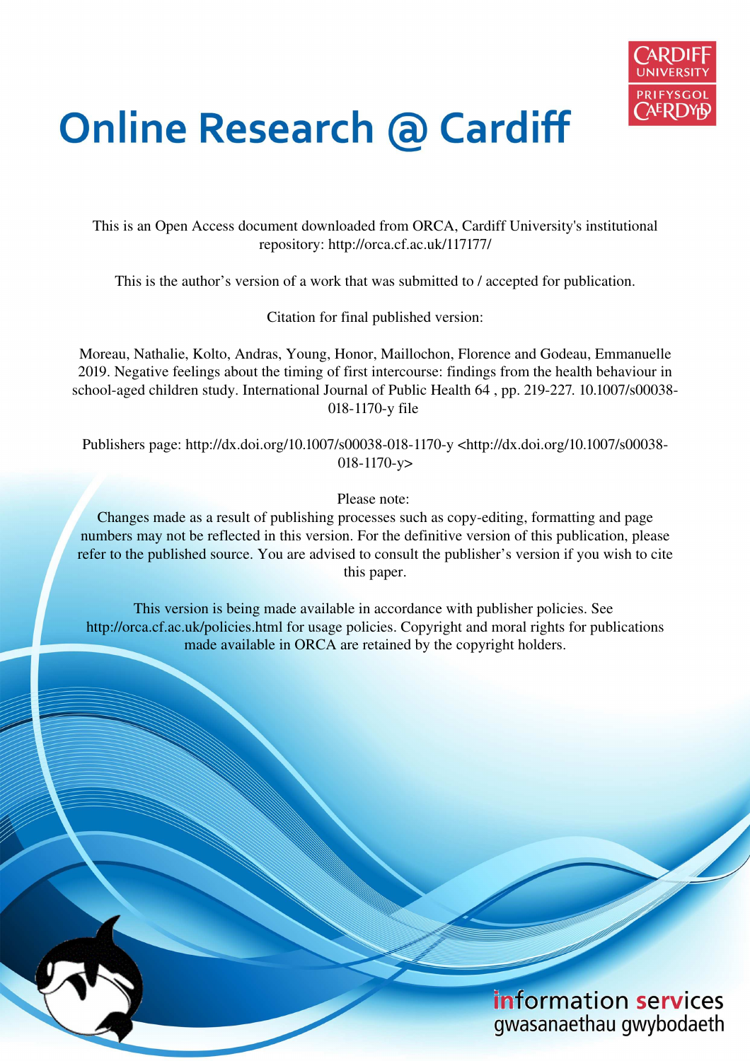# Online Research @ Cardiff

This is an Open Access document downloaded from ORCA, Cardiff University's institutional repository: http://orca.cf.ac.uk/117177/

This is the author's version of a work that was submitted to / accepted for publication.

Citation for final published version:

Moreau, Nathalie, Kolto, Andras, Young, Honor, Maillochon, Florence and Godeau, Emmanuelle 2019. Negative feelings about the timing of first intercourse: findings from the health behaviour in school-aged children study. International Journal of Public Health 64 , pp. 219-227. 10.1007/s00038-018-1170-y file

Publishers page: http://dx.doi.org/10.1007/s00038-018-1170-y <http://dx.doi.org/10.1007/s00038-018-1170-y>

Please note:
Changes made as a result of publishing processes such as copy-editing, formatting and page numbers may not be reflected in this version. For the definitive version of this publication, please refer to the published source. You are advised to consult the publisher's version if you wish to cite this paper.

This version is being made available in accordance with publisher policies. See http://orca.cf.ac.uk/policies.html for usage policies. Copyright and moral rights for publications made available in ORCA are retained by the copyright holders.

information services
gwasanaethau gwybodaeth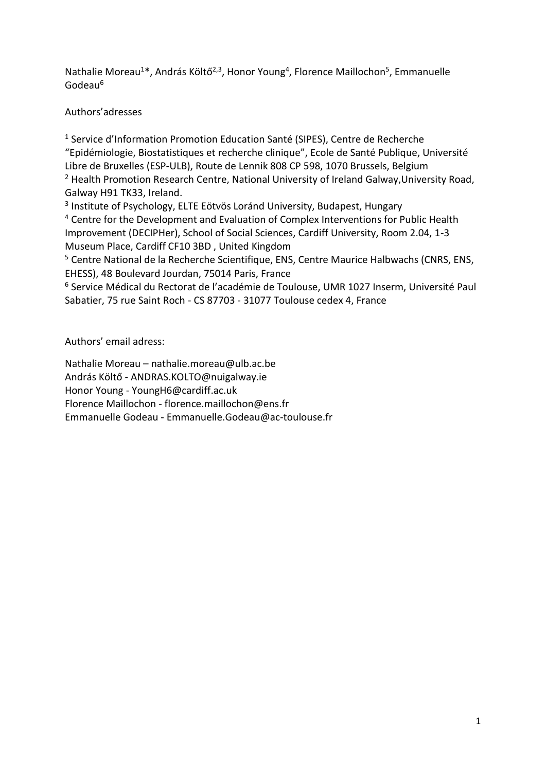Nathalie Moreau[1]*, András Költő[2,3], Honor Young[4], Florence Maillochon[5], Emmanuelle Godeau[6]

Authors'adresses

[1] Service d'Information Promotion Education Santé (SIPES), Centre de Recherche "Epidémiologie, Biostatistiques et recherche clinique", Ecole de Santé Publique, Université Libre de Bruxelles (ESP-ULB), Route de Lennik 808 CP 598, 1070 Brussels, Belgium

[2] Health Promotion Research Centre, National University of Ireland Galway,University Road, Galway H91 TK33, Ireland.

[3] Institute of Psychology, ELTE Eötvös Loránd University, Budapest, Hungary

[4] Centre for the Development and Evaluation of Complex Interventions for Public Health Improvement (DECIPHer), School of Social Sciences, Cardiff University, Room 2.04, 1-3 Museum Place, Cardiff CF10 3BD , United Kingdom

[5] Centre National de la Recherche Scientifique, ENS, Centre Maurice Halbwachs (CNRS, ENS, EHESS), 48 Boulevard Jourdan, 75014 Paris, France

[6] Service Médical du Rectorat de l'académie de Toulouse, UMR 1027 Inserm, Université Paul Sabatier, 75 rue Saint Roch - CS 87703 - 31077 Toulouse cedex 4, France

Authors' email adress:

Nathalie Moreau – nathalie.moreau@ulb.ac.be
András Költő - ANDRAS.KOLTO@nuigalway.ie
Honor Young - YoungH6@cardiff.ac.uk
Florence Maillochon - florence.maillochon@ens.fr
Emmanuelle Godeau - Emmanuelle.Godeau@ac-toulouse.fr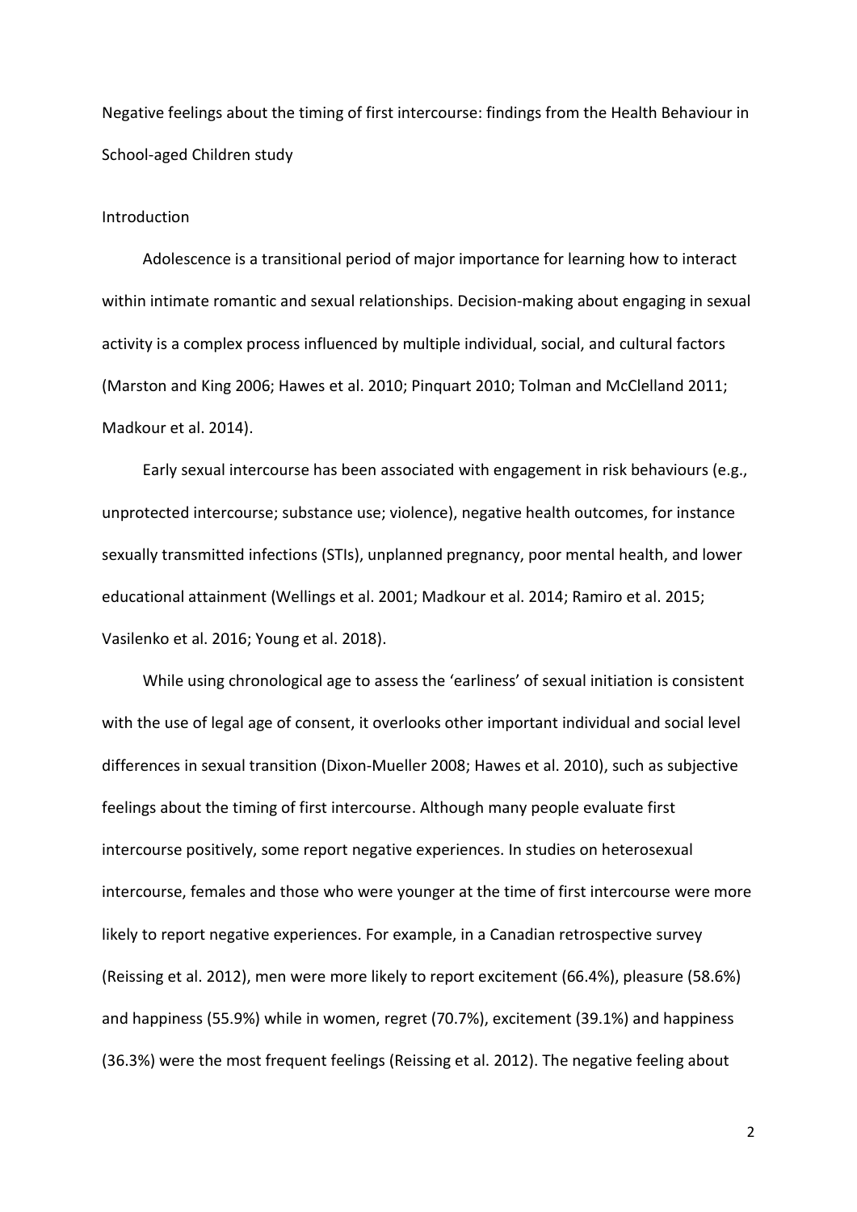Negative feelings about the timing of first intercourse: findings from the Health Behaviour in School-aged Children study

## Introduction

Adolescence is a transitional period of major importance for learning how to interact within intimate romantic and sexual relationships. Decision-making about engaging in sexual activity is a complex process influenced by multiple individual, social, and cultural factors (Marston and King 2006; Hawes et al. 2010; Pinquart 2010; Tolman and McClelland 2011; Madkour et al. 2014).

Early sexual intercourse has been associated with engagement in risk behaviours (e.g., unprotected intercourse; substance use; violence), negative health outcomes, for instance sexually transmitted infections (STIs), unplanned pregnancy, poor mental health, and lower educational attainment (Wellings et al. 2001; Madkour et al. 2014; Ramiro et al. 2015; Vasilenko et al. 2016; Young et al. 2018).

While using chronological age to assess the 'earliness' of sexual initiation is consistent with the use of legal age of consent, it overlooks other important individual and social level differences in sexual transition (Dixon-Mueller 2008; Hawes et al. 2010), such as subjective feelings about the timing of first intercourse. Although many people evaluate first intercourse positively, some report negative experiences. In studies on heterosexual intercourse, females and those who were younger at the time of first intercourse were more likely to report negative experiences. For example, in a Canadian retrospective survey (Reissing et al. 2012), men were more likely to report excitement (66.4%), pleasure (58.6%) and happiness (55.9%) while in women, regret (70.7%), excitement (39.1%) and happiness (36.3%) were the most frequent feelings (Reissing et al. 2012). The negative feeling about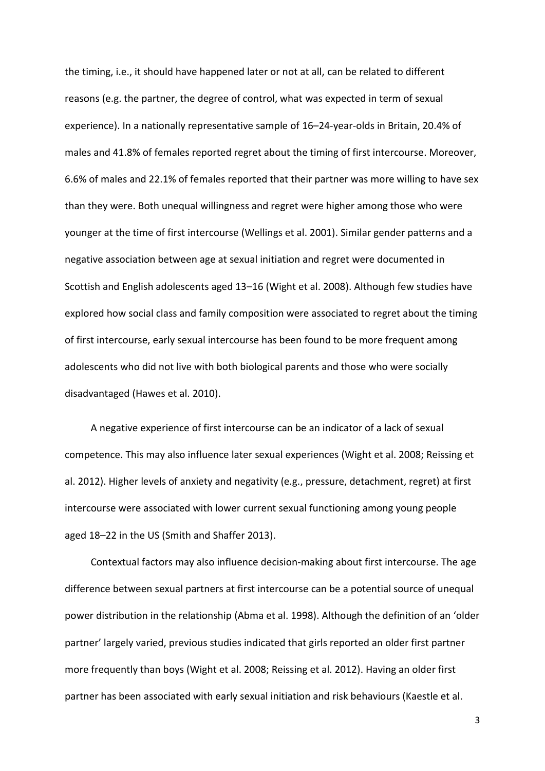the timing, i.e., it should have happened later or not at all, can be related to different reasons (e.g. the partner, the degree of control, what was expected in term of sexual experience). In a nationally representative sample of 16–24-year-olds in Britain, 20.4% of males and 41.8% of females reported regret about the timing of first intercourse. Moreover, 6.6% of males and 22.1% of females reported that their partner was more willing to have sex than they were. Both unequal willingness and regret were higher among those who were younger at the time of first intercourse (Wellings et al. 2001). Similar gender patterns and a negative association between age at sexual initiation and regret were documented in Scottish and English adolescents aged 13–16 (Wight et al. 2008). Although few studies have explored how social class and family composition were associated to regret about the timing of first intercourse, early sexual intercourse has been found to be more frequent among adolescents who did not live with both biological parents and those who were socially disadvantaged (Hawes et al. 2010).

A negative experience of first intercourse can be an indicator of a lack of sexual competence. This may also influence later sexual experiences (Wight et al. 2008; Reissing et al. 2012). Higher levels of anxiety and negativity (e.g., pressure, detachment, regret) at first intercourse were associated with lower current sexual functioning among young people aged 18–22 in the US (Smith and Shaffer 2013).

Contextual factors may also influence decision-making about first intercourse. The age difference between sexual partners at first intercourse can be a potential source of unequal power distribution in the relationship (Abma et al. 1998). Although the definition of an 'older partner' largely varied, previous studies indicated that girls reported an older first partner more frequently than boys (Wight et al. 2008; Reissing et al. 2012). Having an older first partner has been associated with early sexual initiation and risk behaviours (Kaestle et al.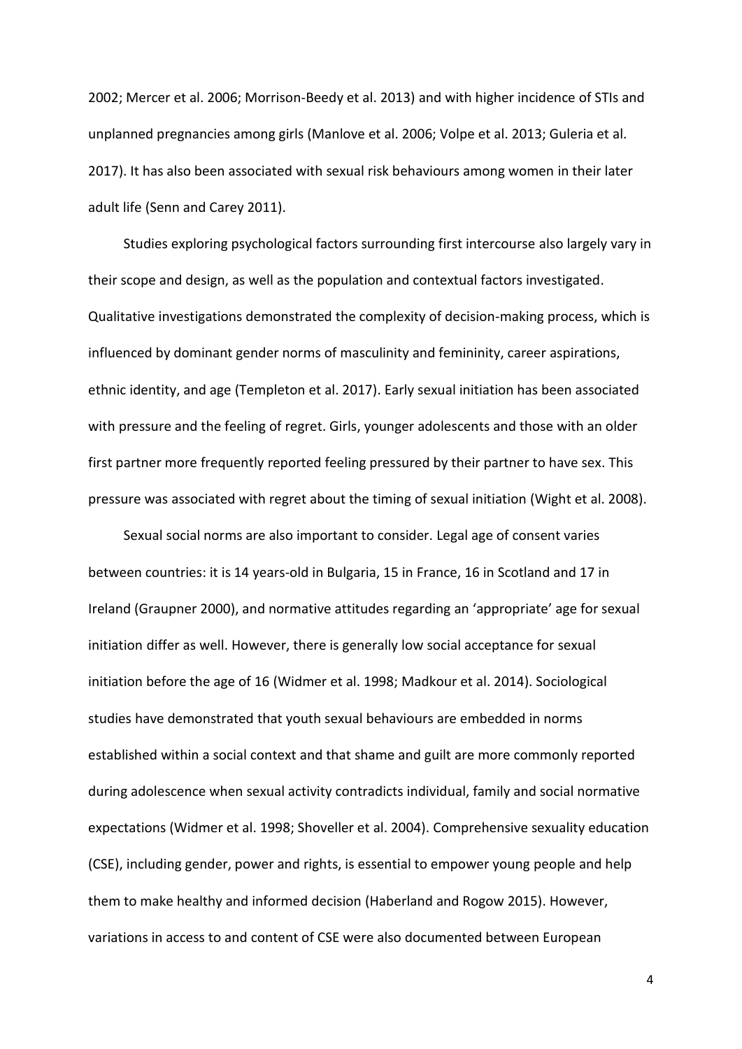2002; Mercer et al. 2006; Morrison-Beedy et al. 2013) and with higher incidence of STIs and unplanned pregnancies among girls (Manlove et al. 2006; Volpe et al. 2013; Guleria et al. 2017). It has also been associated with sexual risk behaviours among women in their later adult life (Senn and Carey 2011).

Studies exploring psychological factors surrounding first intercourse also largely vary in their scope and design, as well as the population and contextual factors investigated. Qualitative investigations demonstrated the complexity of decision-making process, which is influenced by dominant gender norms of masculinity and femininity, career aspirations, ethnic identity, and age (Templeton et al. 2017). Early sexual initiation has been associated with pressure and the feeling of regret. Girls, younger adolescents and those with an older first partner more frequently reported feeling pressured by their partner to have sex. This pressure was associated with regret about the timing of sexual initiation (Wight et al. 2008).

Sexual social norms are also important to consider. Legal age of consent varies between countries: it is 14 years-old in Bulgaria, 15 in France, 16 in Scotland and 17 in Ireland (Graupner 2000), and normative attitudes regarding an 'appropriate' age for sexual initiation differ as well. However, there is generally low social acceptance for sexual initiation before the age of 16 (Widmer et al. 1998; Madkour et al. 2014). Sociological studies have demonstrated that youth sexual behaviours are embedded in norms established within a social context and that shame and guilt are more commonly reported during adolescence when sexual activity contradicts individual, family and social normative expectations (Widmer et al. 1998; Shoveller et al. 2004). Comprehensive sexuality education (CSE), including gender, power and rights, is essential to empower young people and help them to make healthy and informed decision (Haberland and Rogow 2015). However, variations in access to and content of CSE were also documented between European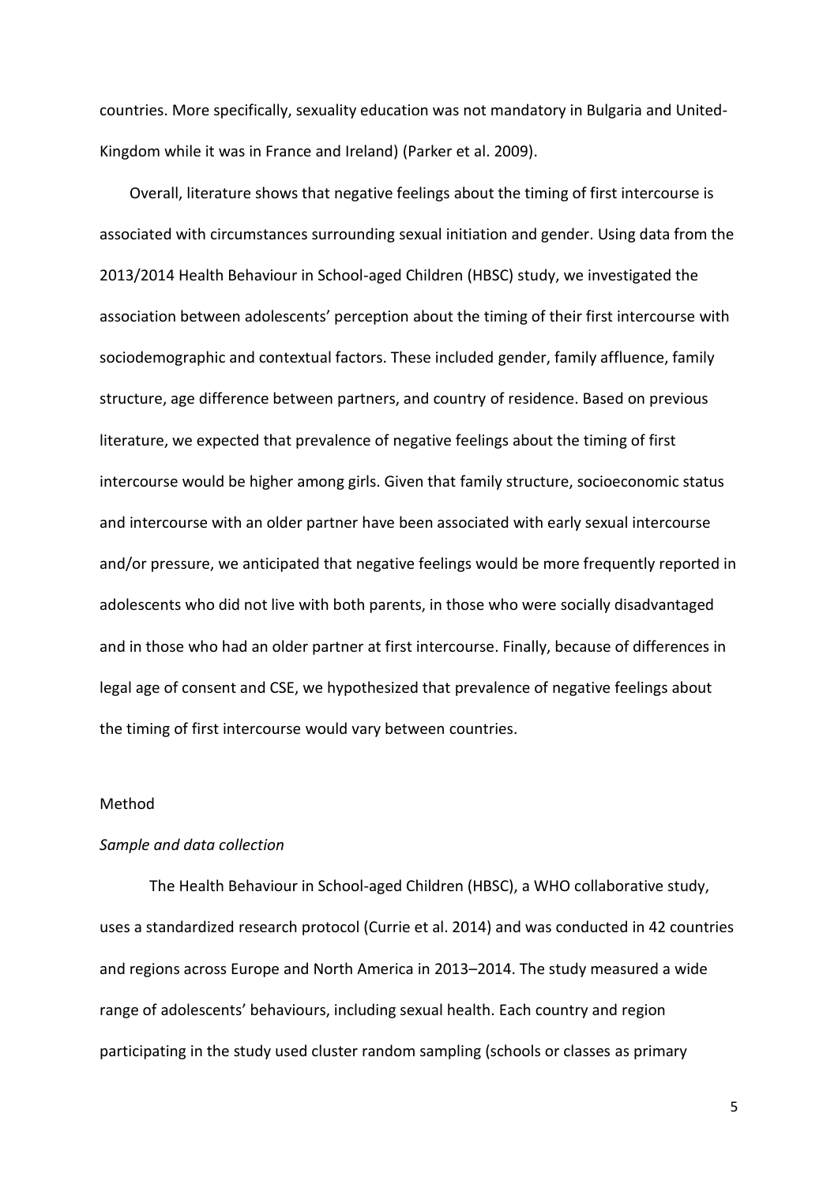countries. More specifically, sexuality education was not mandatory in Bulgaria and United-Kingdom while it was in France and Ireland) (Parker et al. 2009).

Overall, literature shows that negative feelings about the timing of first intercourse is associated with circumstances surrounding sexual initiation and gender. Using data from the 2013/2014 Health Behaviour in School-aged Children (HBSC) study, we investigated the association between adolescents' perception about the timing of their first intercourse with sociodemographic and contextual factors. These included gender, family affluence, family structure, age difference between partners, and country of residence. Based on previous literature, we expected that prevalence of negative feelings about the timing of first intercourse would be higher among girls. Given that family structure, socioeconomic status and intercourse with an older partner have been associated with early sexual intercourse and/or pressure, we anticipated that negative feelings would be more frequently reported in adolescents who did not live with both parents, in those who were socially disadvantaged and in those who had an older partner at first intercourse. Finally, because of differences in legal age of consent and CSE, we hypothesized that prevalence of negative feelings about the timing of first intercourse would vary between countries.

## Method

### *Sample and data collection*

The Health Behaviour in School-aged Children (HBSC), a WHO collaborative study, uses a standardized research protocol (Currie et al. 2014) and was conducted in 42 countries and regions across Europe and North America in 2013–2014. The study measured a wide range of adolescents' behaviours, including sexual health. Each country and region participating in the study used cluster random sampling (schools or classes as primary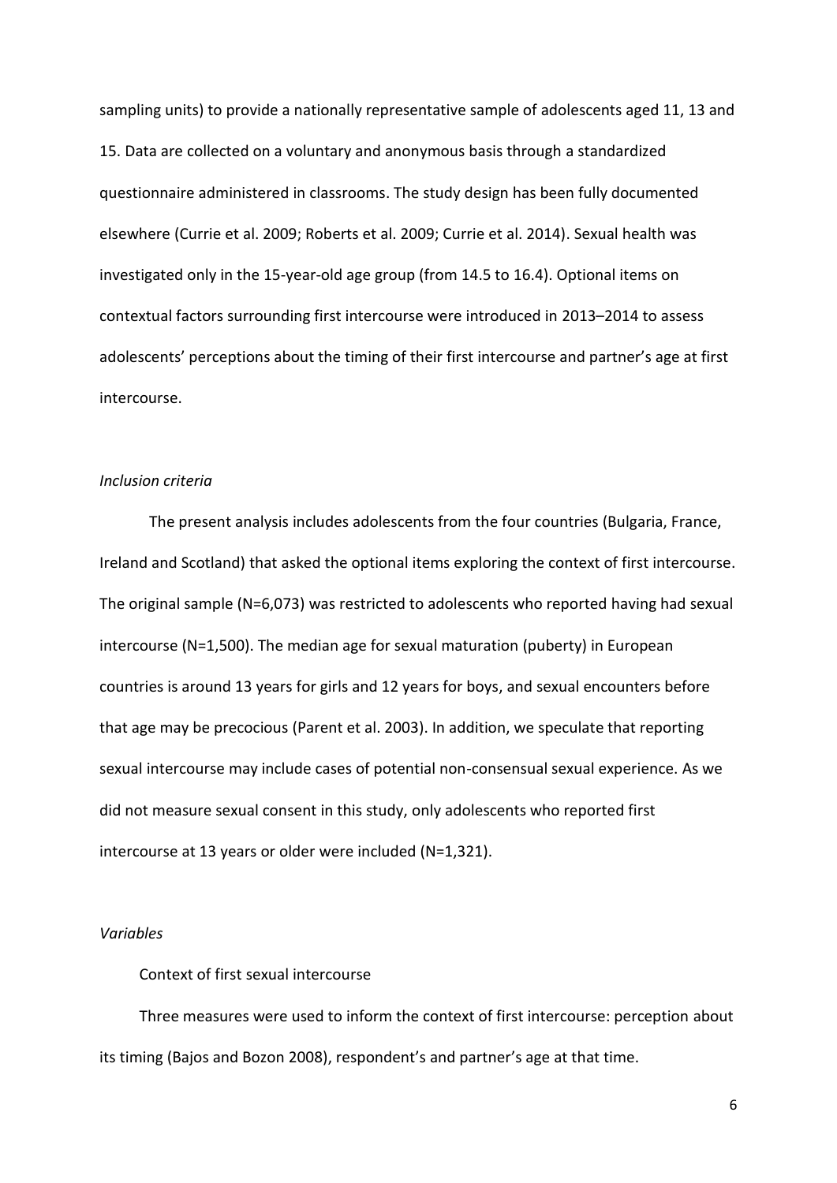sampling units) to provide a nationally representative sample of adolescents aged 11, 13 and 15. Data are collected on a voluntary and anonymous basis through a standardized questionnaire administered in classrooms. The study design has been fully documented elsewhere (Currie et al. 2009; Roberts et al. 2009; Currie et al. 2014). Sexual health was investigated only in the 15-year-old age group (from 14.5 to 16.4). Optional items on contextual factors surrounding first intercourse were introduced in 2013–2014 to assess adolescents' perceptions about the timing of their first intercourse and partner's age at first intercourse.

*Inclusion criteria*

The present analysis includes adolescents from the four countries (Bulgaria, France, Ireland and Scotland) that asked the optional items exploring the context of first intercourse. The original sample (N=6,073) was restricted to adolescents who reported having had sexual intercourse (N=1,500). The median age for sexual maturation (puberty) in European countries is around 13 years for girls and 12 years for boys, and sexual encounters before that age may be precocious (Parent et al. 2003). In addition, we speculate that reporting sexual intercourse may include cases of potential non-consensual sexual experience. As we did not measure sexual consent in this study, only adolescents who reported first intercourse at 13 years or older were included (N=1,321).

*Variables*

Context of first sexual intercourse

Three measures were used to inform the context of first intercourse: perception about its timing (Bajos and Bozon 2008), respondent's and partner's age at that time.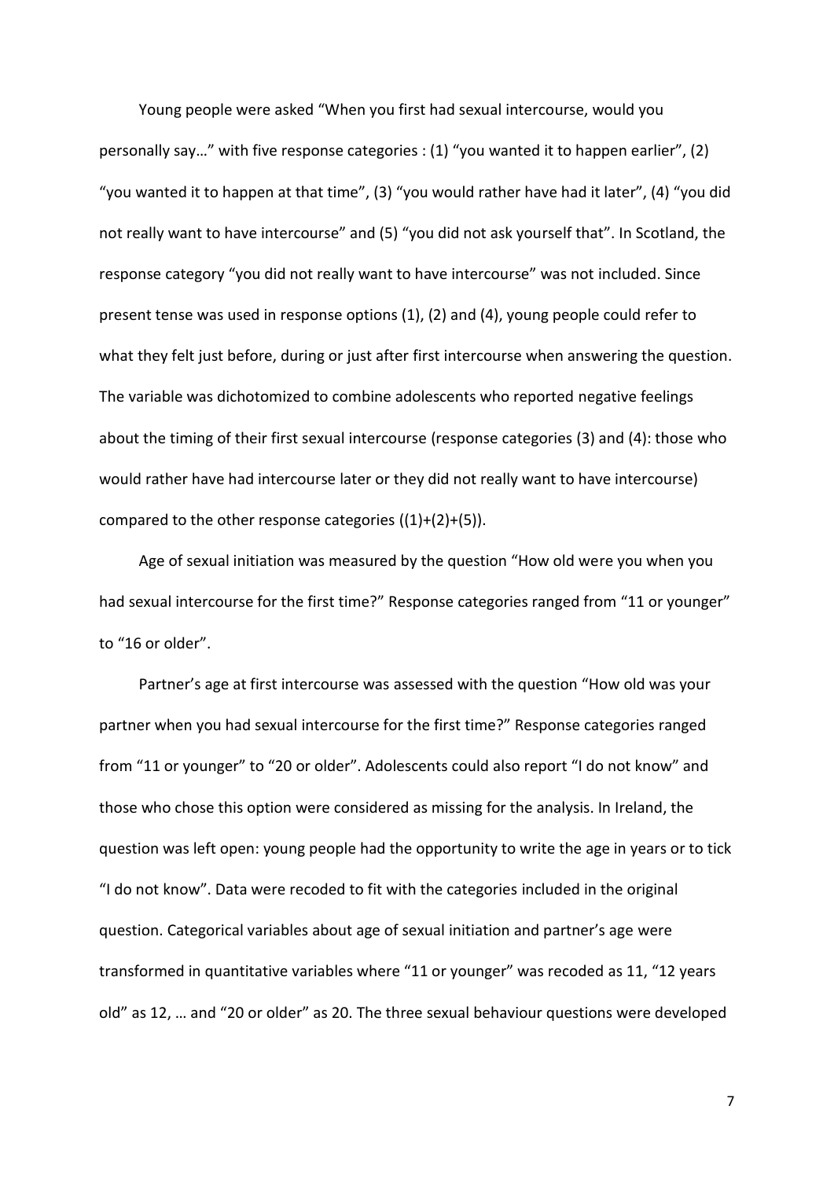Young people were asked “When you first had sexual intercourse, would you personally say…” with five response categories : (1) “you wanted it to happen earlier”, (2) “you wanted it to happen at that time”, (3) “you would rather have had it later”, (4) “you did not really want to have intercourse” and (5) “you did not ask yourself that”. In Scotland, the response category “you did not really want to have intercourse” was not included. Since present tense was used in response options (1), (2) and (4), young people could refer to what they felt just before, during or just after first intercourse when answering the question. The variable was dichotomized to combine adolescents who reported negative feelings about the timing of their first sexual intercourse (response categories (3) and (4): those who would rather have had intercourse later or they did not really want to have intercourse) compared to the other response categories ((1)+(2)+(5)).

Age of sexual initiation was measured by the question “How old were you when you had sexual intercourse for the first time?” Response categories ranged from “11 or younger” to “16 or older”.

Partner’s age at first intercourse was assessed with the question “How old was your partner when you had sexual intercourse for the first time?” Response categories ranged from “11 or younger” to “20 or older”. Adolescents could also report “I do not know” and those who chose this option were considered as missing for the analysis. In Ireland, the question was left open: young people had the opportunity to write the age in years or to tick “I do not know”. Data were recoded to fit with the categories included in the original question. Categorical variables about age of sexual initiation and partner’s age were transformed in quantitative variables where “11 or younger” was recoded as 11, “12 years old” as 12, … and “20 or older” as 20. The three sexual behaviour questions were developed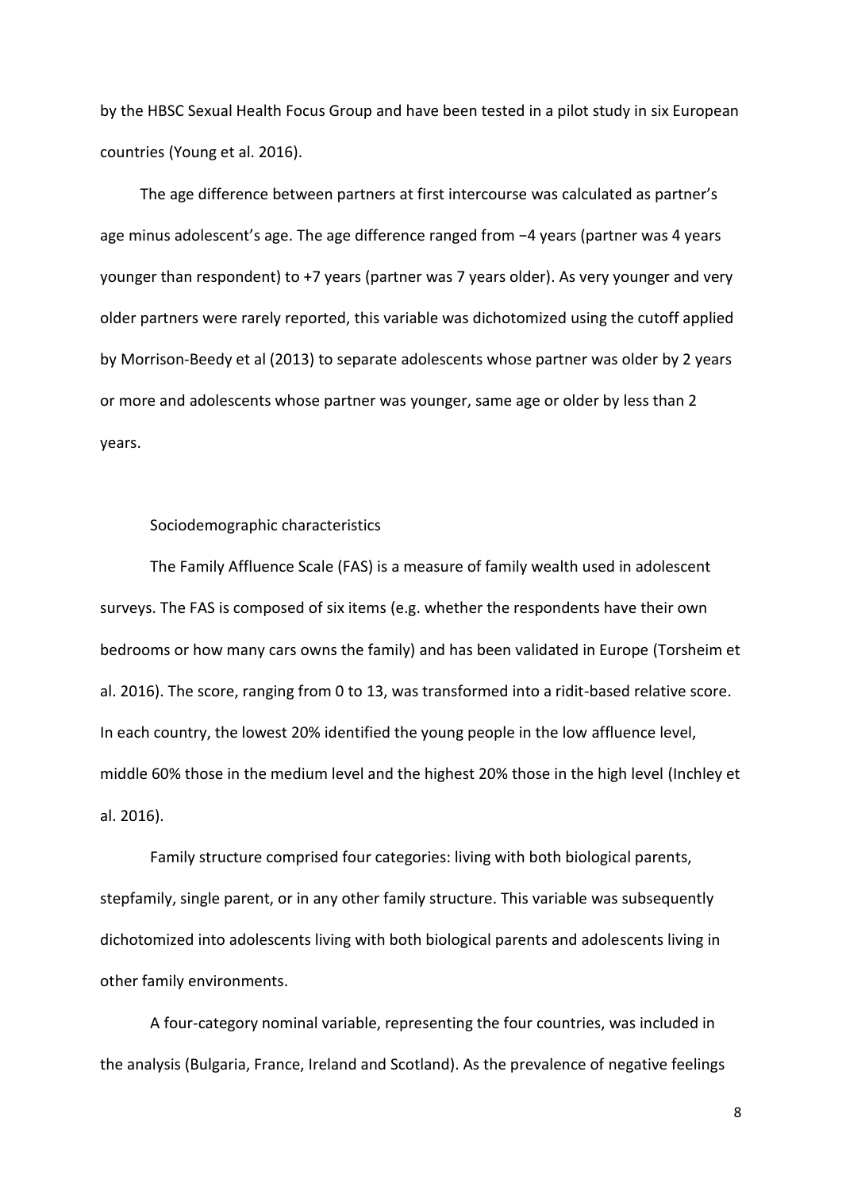by the HBSC Sexual Health Focus Group and have been tested in a pilot study in six European countries (Young et al. 2016).

The age difference between partners at first intercourse was calculated as partner's age minus adolescent's age. The age difference ranged from −4 years (partner was 4 years younger than respondent) to +7 years (partner was 7 years older). As very younger and very older partners were rarely reported, this variable was dichotomized using the cutoff applied by Morrison-Beedy et al (2013) to separate adolescents whose partner was older by 2 years or more and adolescents whose partner was younger, same age or older by less than 2 years.

Sociodemographic characteristics

The Family Affluence Scale (FAS) is a measure of family wealth used in adolescent surveys. The FAS is composed of six items (e.g. whether the respondents have their own bedrooms or how many cars owns the family) and has been validated in Europe (Torsheim et al. 2016). The score, ranging from 0 to 13, was transformed into a ridit-based relative score. In each country, the lowest 20% identified the young people in the low affluence level, middle 60% those in the medium level and the highest 20% those in the high level (Inchley et al. 2016).

Family structure comprised four categories: living with both biological parents, stepfamily, single parent, or in any other family structure. This variable was subsequently dichotomized into adolescents living with both biological parents and adolescents living in other family environments.

A four-category nominal variable, representing the four countries, was included in the analysis (Bulgaria, France, Ireland and Scotland). As the prevalence of negative feelings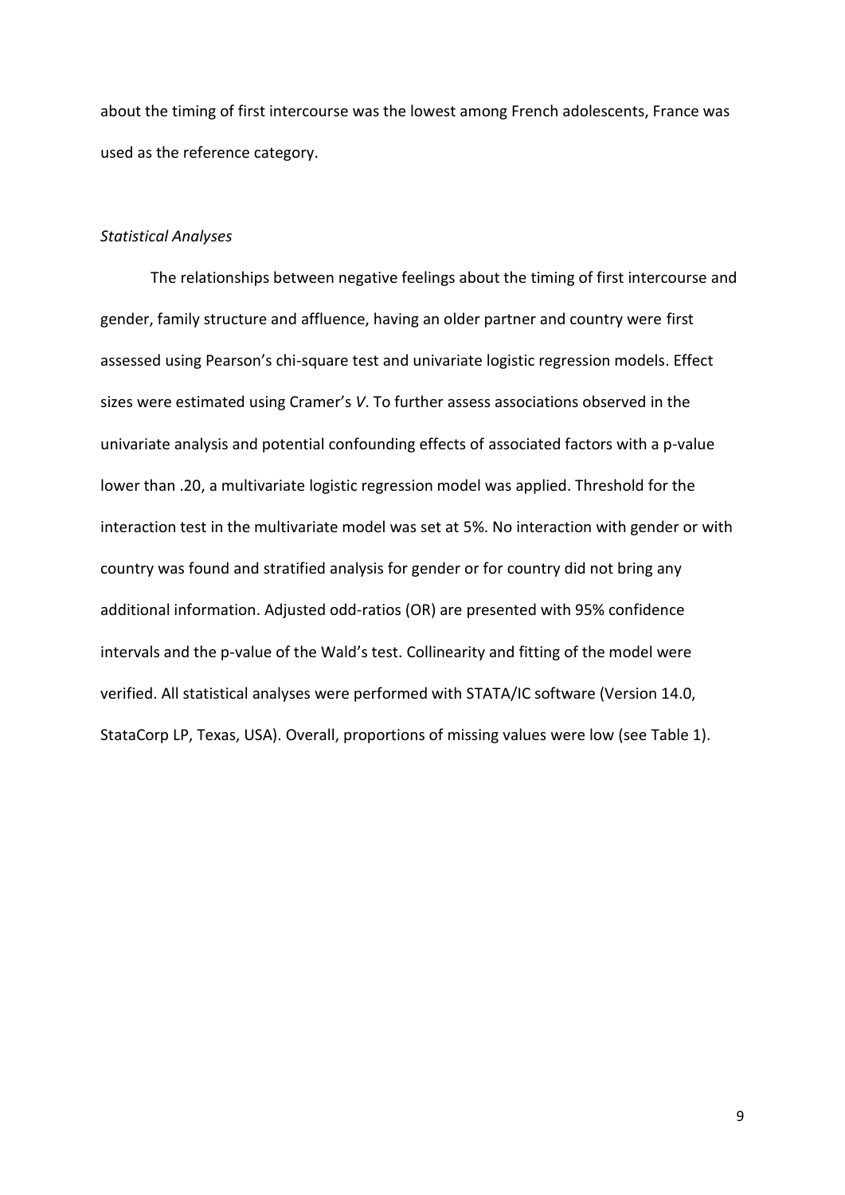about the timing of first intercourse was the lowest among French adolescents, France was used as the reference category.

*Statistical Analyses*

The relationships between negative feelings about the timing of first intercourse and gender, family structure and affluence, having an older partner and country were first assessed using Pearson's chi-square test and univariate logistic regression models. Effect sizes were estimated using Cramer's *V*. To further assess associations observed in the univariate analysis and potential confounding effects of associated factors with a p-value lower than .20, a multivariate logistic regression model was applied. Threshold for the interaction test in the multivariate model was set at 5%. No interaction with gender or with country was found and stratified analysis for gender or for country did not bring any additional information. Adjusted odd-ratios (OR) are presented with 95% confidence intervals and the p-value of the Wald's test. Collinearity and fitting of the model were verified. All statistical analyses were performed with STATA/IC software (Version 14.0, StataCorp LP, Texas, USA). Overall, proportions of missing values were low (see Table 1).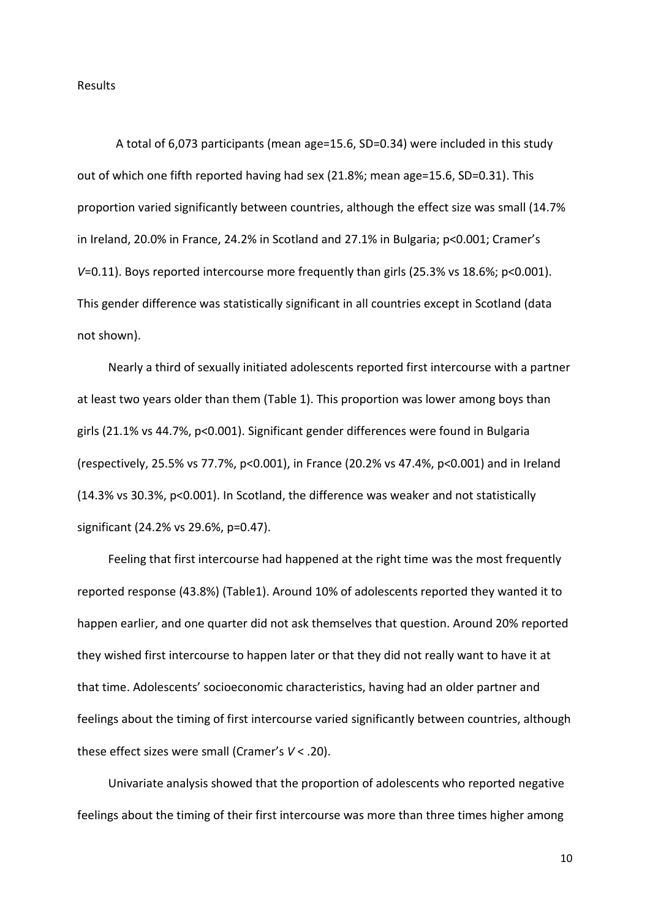Results

A total of 6,073 participants (mean age=15.6, SD=0.34) were included in this study out of which one fifth reported having had sex (21.8%; mean age=15.6, SD=0.31). This proportion varied significantly between countries, although the effect size was small (14.7% in Ireland, 20.0% in France, 24.2% in Scotland and 27.1% in Bulgaria; $p<0.001$; Cramer's $V=0.11$). Boys reported intercourse more frequently than girls (25.3% vs 18.6%; $p<0.001$). This gender difference was statistically significant in all countries except in Scotland (data not shown).

Nearly a third of sexually initiated adolescents reported first intercourse with a partner at least two years older than them (Table 1). This proportion was lower among boys than girls (21.1% vs 44.7%, $p<0.001$). Significant gender differences were found in Bulgaria (respectively, 25.5% vs 77.7%, $p<0.001$), in France (20.2% vs 47.4%, $p<0.001$) and in Ireland (14.3% vs 30.3%, $p<0.001$). In Scotland, the difference was weaker and not statistically significant (24.2% vs 29.6%, $p=0.47$).

Feeling that first intercourse had happened at the right time was the most frequently reported response (43.8%) (Table1). Around 10% of adolescents reported they wanted it to happen earlier, and one quarter did not ask themselves that question. Around 20% reported they wished first intercourse to happen later or that they did not really want to have it at that time. Adolescents' socioeconomic characteristics, having had an older partner and feelings about the timing of first intercourse varied significantly between countries, although these effect sizes were small (Cramer's $V < .20$).

Univariate analysis showed that the proportion of adolescents who reported negative feelings about the timing of their first intercourse was more than three times higher among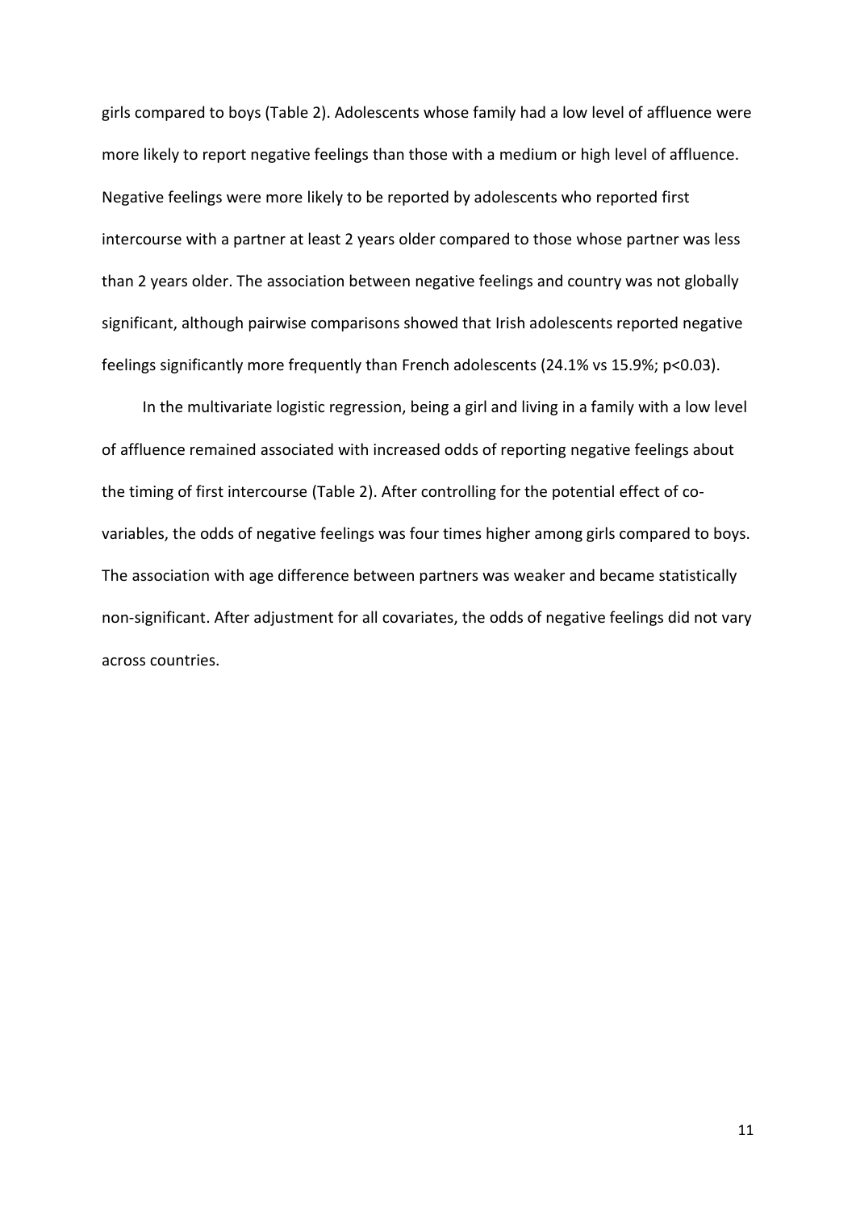girls compared to boys (Table 2). Adolescents whose family had a low level of affluence were more likely to report negative feelings than those with a medium or high level of affluence. Negative feelings were more likely to be reported by adolescents who reported first intercourse with a partner at least 2 years older compared to those whose partner was less than 2 years older. The association between negative feelings and country was not globally significant, although pairwise comparisons showed that Irish adolescents reported negative feelings significantly more frequently than French adolescents (24.1% vs 15.9%; $p<0.03$).

In the multivariate logistic regression, being a girl and living in a family with a low level of affluence remained associated with increased odds of reporting negative feelings about the timing of first intercourse (Table 2). After controlling for the potential effect of co-variables, the odds of negative feelings was four times higher among girls compared to boys. The association with age difference between partners was weaker and became statistically non-significant. After adjustment for all covariates, the odds of negative feelings did not vary across countries.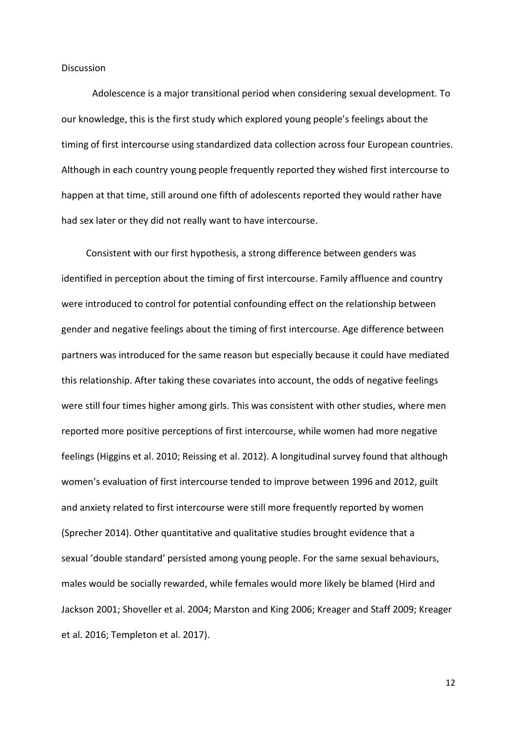## Discussion

Adolescence is a major transitional period when considering sexual development. To our knowledge, this is the first study which explored young people's feelings about the timing of first intercourse using standardized data collection across four European countries. Although in each country young people frequently reported they wished first intercourse to happen at that time, still around one fifth of adolescents reported they would rather have had sex later or they did not really want to have intercourse.

Consistent with our first hypothesis, a strong difference between genders was identified in perception about the timing of first intercourse. Family affluence and country were introduced to control for potential confounding effect on the relationship between gender and negative feelings about the timing of first intercourse. Age difference between partners was introduced for the same reason but especially because it could have mediated this relationship. After taking these covariates into account, the odds of negative feelings were still four times higher among girls. This was consistent with other studies, where men reported more positive perceptions of first intercourse, while women had more negative feelings (Higgins et al. 2010; Reissing et al. 2012). A longitudinal survey found that although women's evaluation of first intercourse tended to improve between 1996 and 2012, guilt and anxiety related to first intercourse were still more frequently reported by women (Sprecher 2014). Other quantitative and qualitative studies brought evidence that a sexual 'double standard' persisted among young people. For the same sexual behaviours, males would be socially rewarded, while females would more likely be blamed (Hird and Jackson 2001; Shoveller et al. 2004; Marston and King 2006; Kreager and Staff 2009; Kreager et al. 2016; Templeton et al. 2017).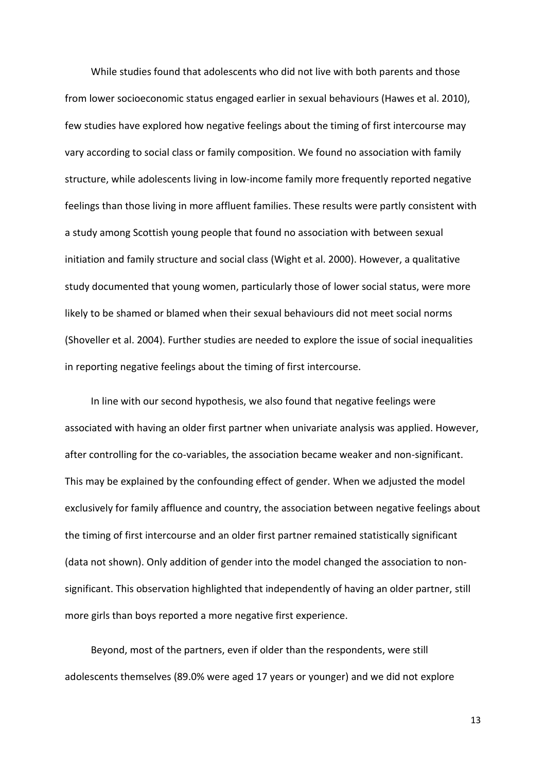While studies found that adolescents who did not live with both parents and those from lower socioeconomic status engaged earlier in sexual behaviours (Hawes et al. 2010), few studies have explored how negative feelings about the timing of first intercourse may vary according to social class or family composition. We found no association with family structure, while adolescents living in low-income family more frequently reported negative feelings than those living in more affluent families. These results were partly consistent with a study among Scottish young people that found no association with between sexual initiation and family structure and social class (Wight et al. 2000). However, a qualitative study documented that young women, particularly those of lower social status, were more likely to be shamed or blamed when their sexual behaviours did not meet social norms (Shoveller et al. 2004). Further studies are needed to explore the issue of social inequalities in reporting negative feelings about the timing of first intercourse.

In line with our second hypothesis, we also found that negative feelings were associated with having an older first partner when univariate analysis was applied. However, after controlling for the co-variables, the association became weaker and non-significant. This may be explained by the confounding effect of gender. When we adjusted the model exclusively for family affluence and country, the association between negative feelings about the timing of first intercourse and an older first partner remained statistically significant (data not shown). Only addition of gender into the model changed the association to non-significant. This observation highlighted that independently of having an older partner, still more girls than boys reported a more negative first experience.

Beyond, most of the partners, even if older than the respondents, were still adolescents themselves (89.0% were aged 17 years or younger) and we did not explore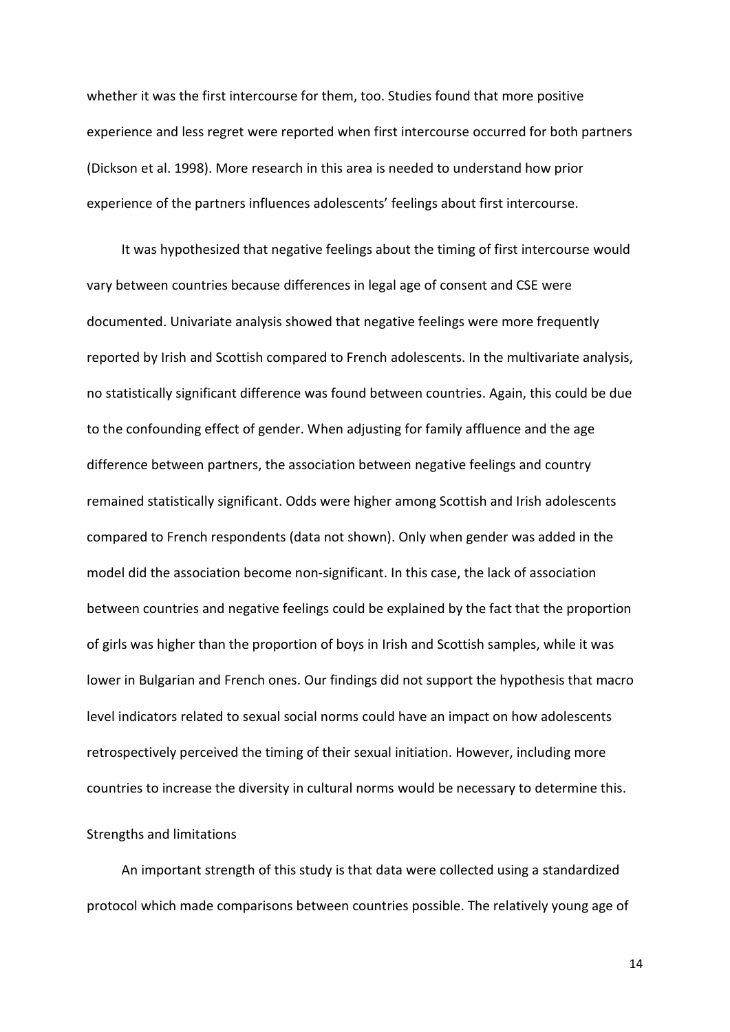whether it was the first intercourse for them, too. Studies found that more positive experience and less regret were reported when first intercourse occurred for both partners (Dickson et al. 1998). More research in this area is needed to understand how prior experience of the partners influences adolescents' feelings about first intercourse.

It was hypothesized that negative feelings about the timing of first intercourse would vary between countries because differences in legal age of consent and CSE were documented. Univariate analysis showed that negative feelings were more frequently reported by Irish and Scottish compared to French adolescents. In the multivariate analysis, no statistically significant difference was found between countries. Again, this could be due to the confounding effect of gender. When adjusting for family affluence and the age difference between partners, the association between negative feelings and country remained statistically significant. Odds were higher among Scottish and Irish adolescents compared to French respondents (data not shown). Only when gender was added in the model did the association become non-significant. In this case, the lack of association between countries and negative feelings could be explained by the fact that the proportion of girls was higher than the proportion of boys in Irish and Scottish samples, while it was lower in Bulgarian and French ones. Our findings did not support the hypothesis that macro level indicators related to sexual social norms could have an impact on how adolescents retrospectively perceived the timing of their sexual initiation. However, including more countries to increase the diversity in cultural norms would be necessary to determine this.

## Strengths and limitations

An important strength of this study is that data were collected using a standardized protocol which made comparisons between countries possible. The relatively young age of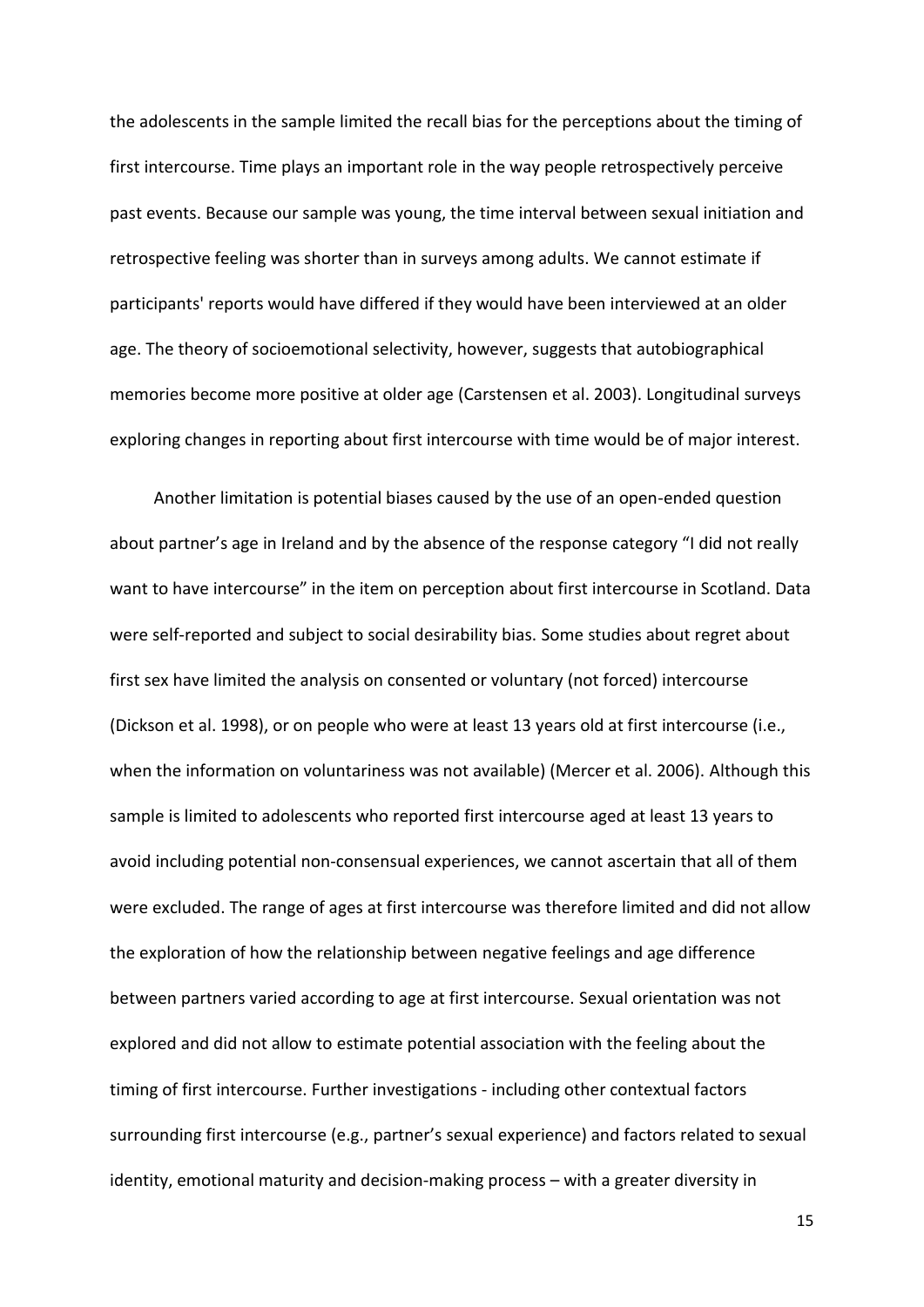the adolescents in the sample limited the recall bias for the perceptions about the timing of first intercourse. Time plays an important role in the way people retrospectively perceive past events. Because our sample was young, the time interval between sexual initiation and retrospective feeling was shorter than in surveys among adults. We cannot estimate if participants' reports would have differed if they would have been interviewed at an older age. The theory of socioemotional selectivity, however, suggests that autobiographical memories become more positive at older age (Carstensen et al. 2003). Longitudinal surveys exploring changes in reporting about first intercourse with time would be of major interest.

Another limitation is potential biases caused by the use of an open-ended question about partner's age in Ireland and by the absence of the response category "I did not really want to have intercourse" in the item on perception about first intercourse in Scotland. Data were self-reported and subject to social desirability bias. Some studies about regret about first sex have limited the analysis on consented or voluntary (not forced) intercourse (Dickson et al. 1998), or on people who were at least 13 years old at first intercourse (i.e., when the information on voluntariness was not available) (Mercer et al. 2006). Although this sample is limited to adolescents who reported first intercourse aged at least 13 years to avoid including potential non-consensual experiences, we cannot ascertain that all of them were excluded. The range of ages at first intercourse was therefore limited and did not allow the exploration of how the relationship between negative feelings and age difference between partners varied according to age at first intercourse. Sexual orientation was not explored and did not allow to estimate potential association with the feeling about the timing of first intercourse. Further investigations - including other contextual factors surrounding first intercourse (e.g., partner's sexual experience) and factors related to sexual identity, emotional maturity and decision-making process – with a greater diversity in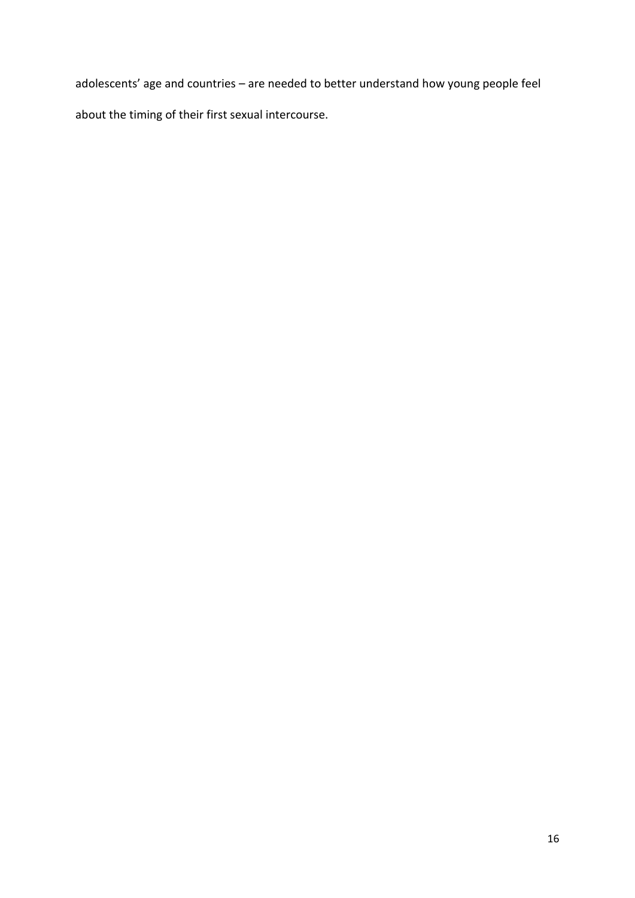adolescents' age and countries – are needed to better understand how young people feel about the timing of their first sexual intercourse.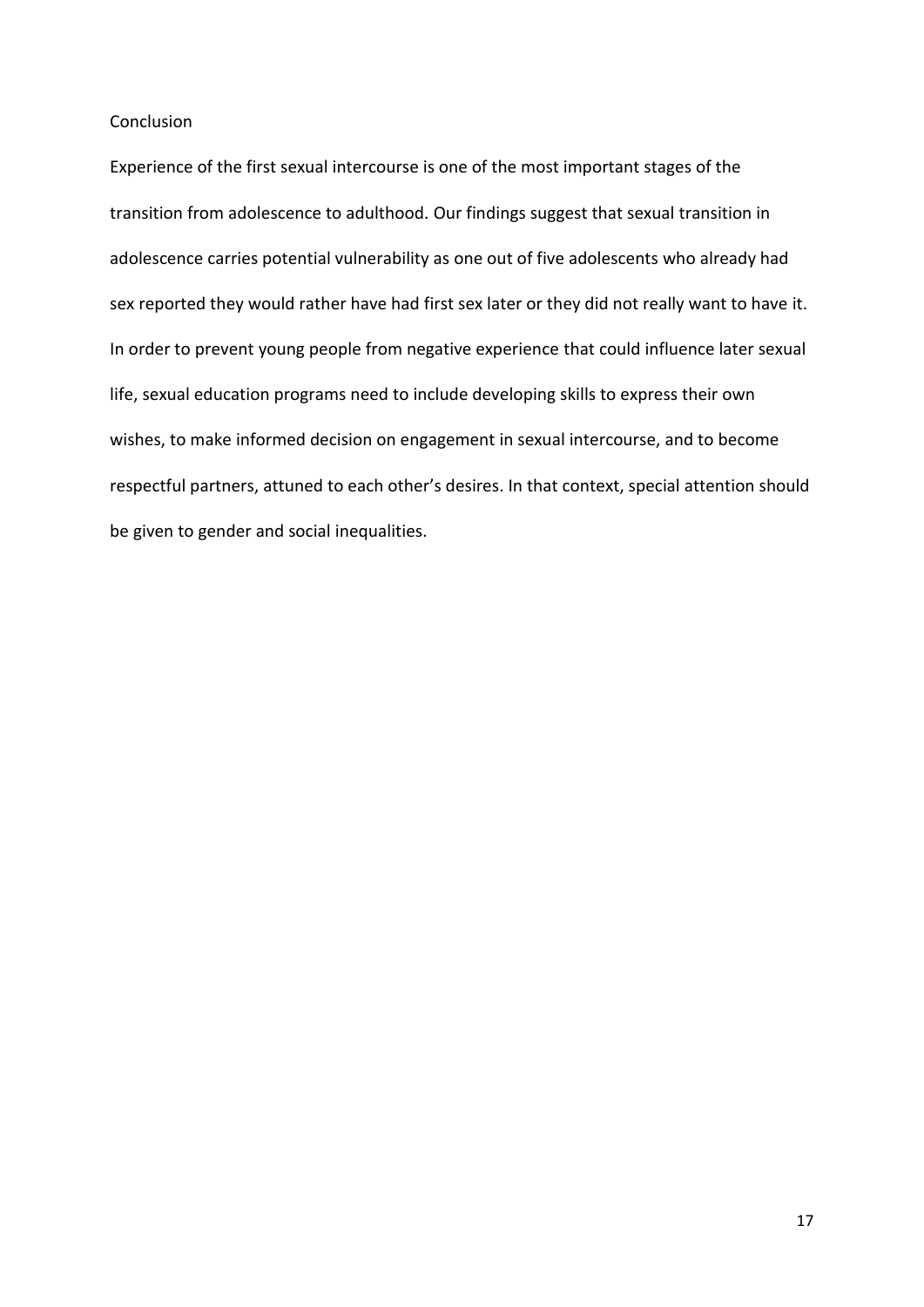## Conclusion

Experience of the first sexual intercourse is one of the most important stages of the transition from adolescence to adulthood. Our findings suggest that sexual transition in adolescence carries potential vulnerability as one out of five adolescents who already had sex reported they would rather have had first sex later or they did not really want to have it. In order to prevent young people from negative experience that could influence later sexual life, sexual education programs need to include developing skills to express their own wishes, to make informed decision on engagement in sexual intercourse, and to become respectful partners, attuned to each other's desires. In that context, special attention should be given to gender and social inequalities.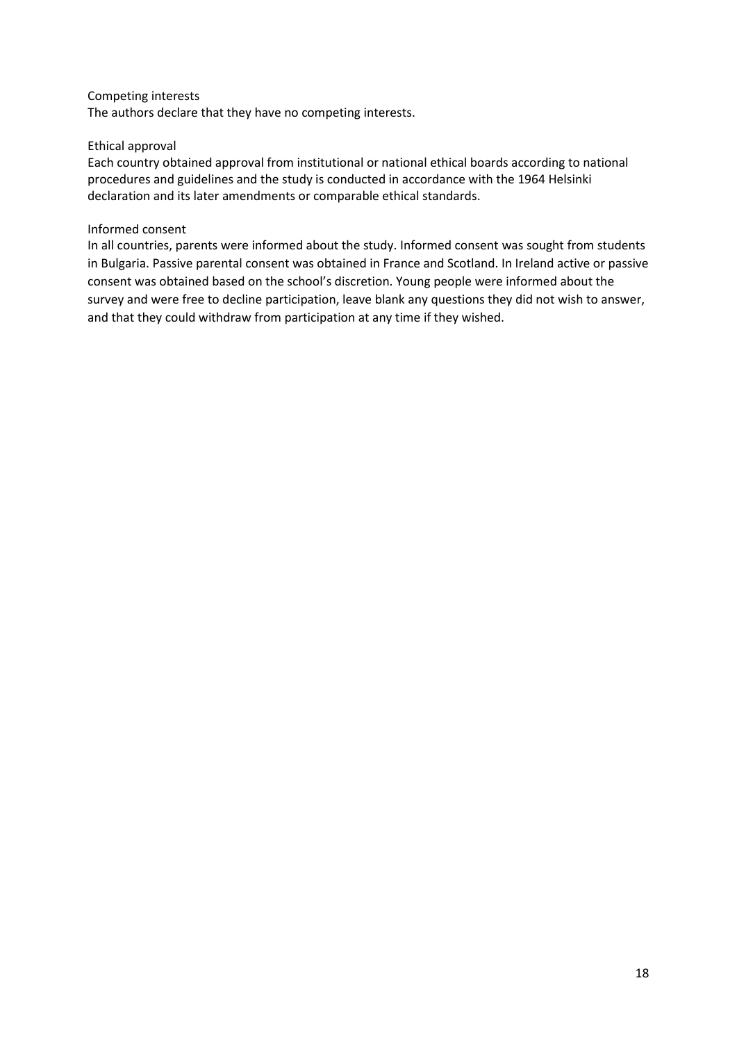## Competing interests

The authors declare that they have no competing interests.

## Ethical approval

Each country obtained approval from institutional or national ethical boards according to national procedures and guidelines and the study is conducted in accordance with the 1964 Helsinki declaration and its later amendments or comparable ethical standards.

## Informed consent

In all countries, parents were informed about the study. Informed consent was sought from students in Bulgaria. Passive parental consent was obtained in France and Scotland. In Ireland active or passive consent was obtained based on the school's discretion. Young people were informed about the survey and were free to decline participation, leave blank any questions they did not wish to answer, and that they could withdraw from participation at any time if they wished.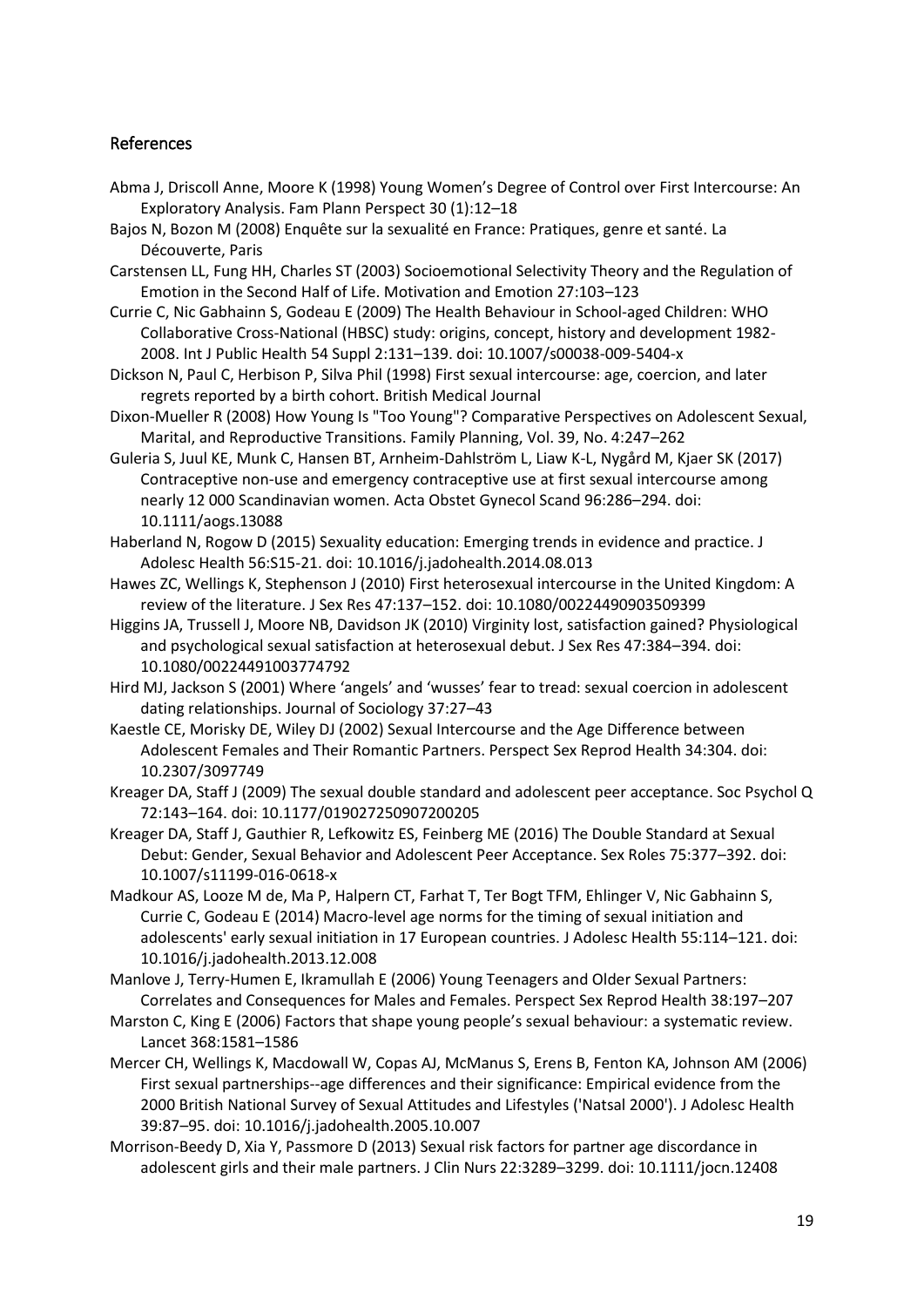## References

Abma J, Driscoll Anne, Moore K (1998) Young Women's Degree of Control over First Intercourse: An Exploratory Analysis. Fam Plann Perspect 30 (1):12–18

Bajos N, Bozon M (2008) Enquête sur la sexualité en France: Pratiques, genre et santé. La Découverte, Paris

Carstensen LL, Fung HH, Charles ST (2003) Socioemotional Selectivity Theory and the Regulation of Emotion in the Second Half of Life. Motivation and Emotion 27:103–123

Currie C, Nic Gabhainn S, Godeau E (2009) The Health Behaviour in School-aged Children: WHO Collaborative Cross-National (HBSC) study: origins, concept, history and development 1982-2008. Int J Public Health 54 Suppl 2:131–139. doi: 10.1007/s00038-009-5404-x

Dickson N, Paul C, Herbison P, Silva Phil (1998) First sexual intercourse: age, coercion, and later regrets reported by a birth cohort. British Medical Journal

Dixon-Mueller R (2008) How Young Is "Too Young"? Comparative Perspectives on Adolescent Sexual, Marital, and Reproductive Transitions. Family Planning, Vol. 39, No. 4:247–262

Guleria S, Juul KE, Munk C, Hansen BT, Arnheim-Dahlström L, Liaw K-L, Nygård M, Kjaer SK (2017) Contraceptive non-use and emergency contraceptive use at first sexual intercourse among nearly 12 000 Scandinavian women. Acta Obstet Gynecol Scand 96:286–294. doi: 10.1111/aogs.13088

Haberland N, Rogow D (2015) Sexuality education: Emerging trends in evidence and practice. J Adolesc Health 56:S15-21. doi: 10.1016/j.jadohealth.2014.08.013

Hawes ZC, Wellings K, Stephenson J (2010) First heterosexual intercourse in the United Kingdom: A review of the literature. J Sex Res 47:137–152. doi: 10.1080/00224490903509399

Higgins JA, Trussell J, Moore NB, Davidson JK (2010) Virginity lost, satisfaction gained? Physiological and psychological sexual satisfaction at heterosexual debut. J Sex Res 47:384–394. doi: 10.1080/00224491003774792

Hird MJ, Jackson S (2001) Where 'angels' and 'wusses' fear to tread: sexual coercion in adolescent dating relationships. Journal of Sociology 37:27–43

Kaestle CE, Morisky DE, Wiley DJ (2002) Sexual Intercourse and the Age Difference between Adolescent Females and Their Romantic Partners. Perspect Sex Reprod Health 34:304. doi: 10.2307/3097749

Kreager DA, Staff J (2009) The sexual double standard and adolescent peer acceptance. Soc Psychol Q 72:143–164. doi: 10.1177/019027250907200205

Kreager DA, Staff J, Gauthier R, Lefkowitz ES, Feinberg ME (2016) The Double Standard at Sexual Debut: Gender, Sexual Behavior and Adolescent Peer Acceptance. Sex Roles 75:377–392. doi: 10.1007/s11199-016-0618-x

Madkour AS, Looze M de, Ma P, Halpern CT, Farhat T, Ter Bogt TFM, Ehlinger V, Nic Gabhainn S, Currie C, Godeau E (2014) Macro-level age norms for the timing of sexual initiation and adolescents' early sexual initiation in 17 European countries. J Adolesc Health 55:114–121. doi: 10.1016/j.jadohealth.2013.12.008

Manlove J, Terry-Humen E, Ikramullah E (2006) Young Teenagers and Older Sexual Partners: Correlates and Consequences for Males and Females. Perspect Sex Reprod Health 38:197–207

Marston C, King E (2006) Factors that shape young people's sexual behaviour: a systematic review. Lancet 368:1581–1586

Mercer CH, Wellings K, Macdowall W, Copas AJ, McManus S, Erens B, Fenton KA, Johnson AM (2006) First sexual partnerships--age differences and their significance: Empirical evidence from the 2000 British National Survey of Sexual Attitudes and Lifestyles ('Natsal 2000'). J Adolesc Health 39:87–95. doi: 10.1016/j.jadohealth.2005.10.007

Morrison-Beedy D, Xia Y, Passmore D (2013) Sexual risk factors for partner age discordance in adolescent girls and their male partners. J Clin Nurs 22:3289–3299. doi: 10.1111/jocn.12408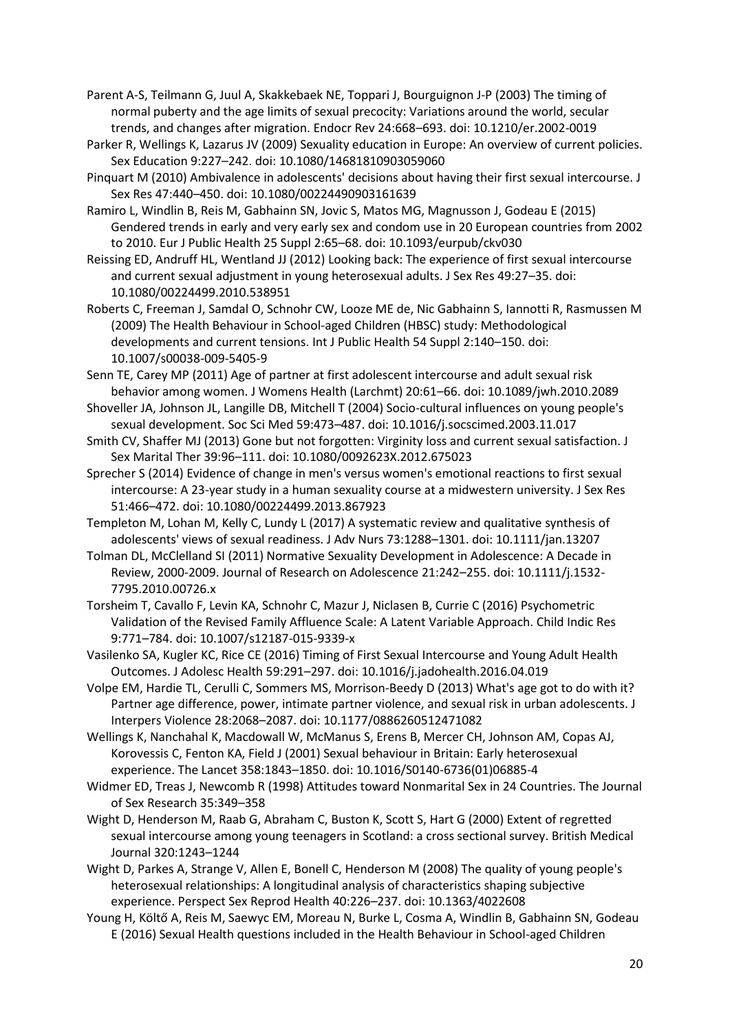Parent A-S, Teilmann G, Juul A, Skakkebaek NE, Toppari J, Bourguignon J-P (2003) The timing of normal puberty and the age limits of sexual precocity: Variations around the world, secular trends, and changes after migration. Endocr Rev 24:668–693. doi: 10.1210/er.2002-0019

Parker R, Wellings K, Lazarus JV (2009) Sexuality education in Europe: An overview of current policies. Sex Education 9:227–242. doi: 10.1080/14681810903059060

Pinquart M (2010) Ambivalence in adolescents' decisions about having their first sexual intercourse. J Sex Res 47:440–450. doi: 10.1080/00224490903161639

Ramiro L, Windlin B, Reis M, Gabhainn SN, Jovic S, Matos MG, Magnusson J, Godeau E (2015) Gendered trends in early and very early sex and condom use in 20 European countries from 2002 to 2010. Eur J Public Health 25 Suppl 2:65–68. doi: 10.1093/eurpub/ckv030

Reissing ED, Andruff HL, Wentland JJ (2012) Looking back: The experience of first sexual intercourse and current sexual adjustment in young heterosexual adults. J Sex Res 49:27–35. doi: 10.1080/00224499.2010.538951

Roberts C, Freeman J, Samdal O, Schnohr CW, Looze ME de, Nic Gabhainn S, Iannotti R, Rasmussen M (2009) The Health Behaviour in School-aged Children (HBSC) study: Methodological developments and current tensions. Int J Public Health 54 Suppl 2:140–150. doi: 10.1007/s00038-009-5405-9

Senn TE, Carey MP (2011) Age of partner at first adolescent intercourse and adult sexual risk behavior among women. J Womens Health (Larchmt) 20:61–66. doi: 10.1089/jwh.2010.2089

Shoveller JA, Johnson JL, Langille DB, Mitchell T (2004) Socio-cultural influences on young people's sexual development. Soc Sci Med 59:473–487. doi: 10.1016/j.socscimed.2003.11.017

Smith CV, Shaffer MJ (2013) Gone but not forgotten: Virginity loss and current sexual satisfaction. J Sex Marital Ther 39:96–111. doi: 10.1080/0092623X.2012.675023

Sprecher S (2014) Evidence of change in men's versus women's emotional reactions to first sexual intercourse: A 23-year study in a human sexuality course at a midwestern university. J Sex Res 51:466–472. doi: 10.1080/00224499.2013.867923

Templeton M, Lohan M, Kelly C, Lundy L (2017) A systematic review and qualitative synthesis of adolescents' views of sexual readiness. J Adv Nurs 73:1288–1301. doi: 10.1111/jan.13207

Tolman DL, McClelland SI (2011) Normative Sexuality Development in Adolescence: A Decade in Review, 2000-2009. Journal of Research on Adolescence 21:242–255. doi: 10.1111/j.1532-7795.2010.00726.x

Torsheim T, Cavallo F, Levin KA, Schnohr C, Mazur J, Niclasen B, Currie C (2016) Psychometric Validation of the Revised Family Affluence Scale: A Latent Variable Approach. Child Indic Res 9:771–784. doi: 10.1007/s12187-015-9339-x

Vasilenko SA, Kugler KC, Rice CE (2016) Timing of First Sexual Intercourse and Young Adult Health Outcomes. J Adolesc Health 59:291–297. doi: 10.1016/j.jadohealth.2016.04.019

Volpe EM, Hardie TL, Cerulli C, Sommers MS, Morrison-Beedy D (2013) What's age got to do with it? Partner age difference, power, intimate partner violence, and sexual risk in urban adolescents. J Interpers Violence 28:2068–2087. doi: 10.1177/0886260512471082

Wellings K, Nanchahal K, Macdowall W, McManus S, Erens B, Mercer CH, Johnson AM, Copas AJ, Korovessis C, Fenton KA, Field J (2001) Sexual behaviour in Britain: Early heterosexual experience. The Lancet 358:1843–1850. doi: 10.1016/S0140-6736(01)06885-4

Widmer ED, Treas J, Newcomb R (1998) Attitudes toward Nonmarital Sex in 24 Countries. The Journal of Sex Research 35:349–358

Wight D, Henderson M, Raab G, Abraham C, Buston K, Scott S, Hart G (2000) Extent of regretted sexual intercourse among young teenagers in Scotland: a cross sectional survey. British Medical Journal 320:1243–1244

Wight D, Parkes A, Strange V, Allen E, Bonell C, Henderson M (2008) The quality of young people's heterosexual relationships: A longitudinal analysis of characteristics shaping subjective experience. Perspect Sex Reprod Health 40:226–237. doi: 10.1363/4022608

Young H, Költő A, Reis M, Saewyc EM, Moreau N, Burke L, Cosma A, Windlin B, Gabhainn SN, Godeau E (2016) Sexual Health questions included in the Health Behaviour in School-aged Children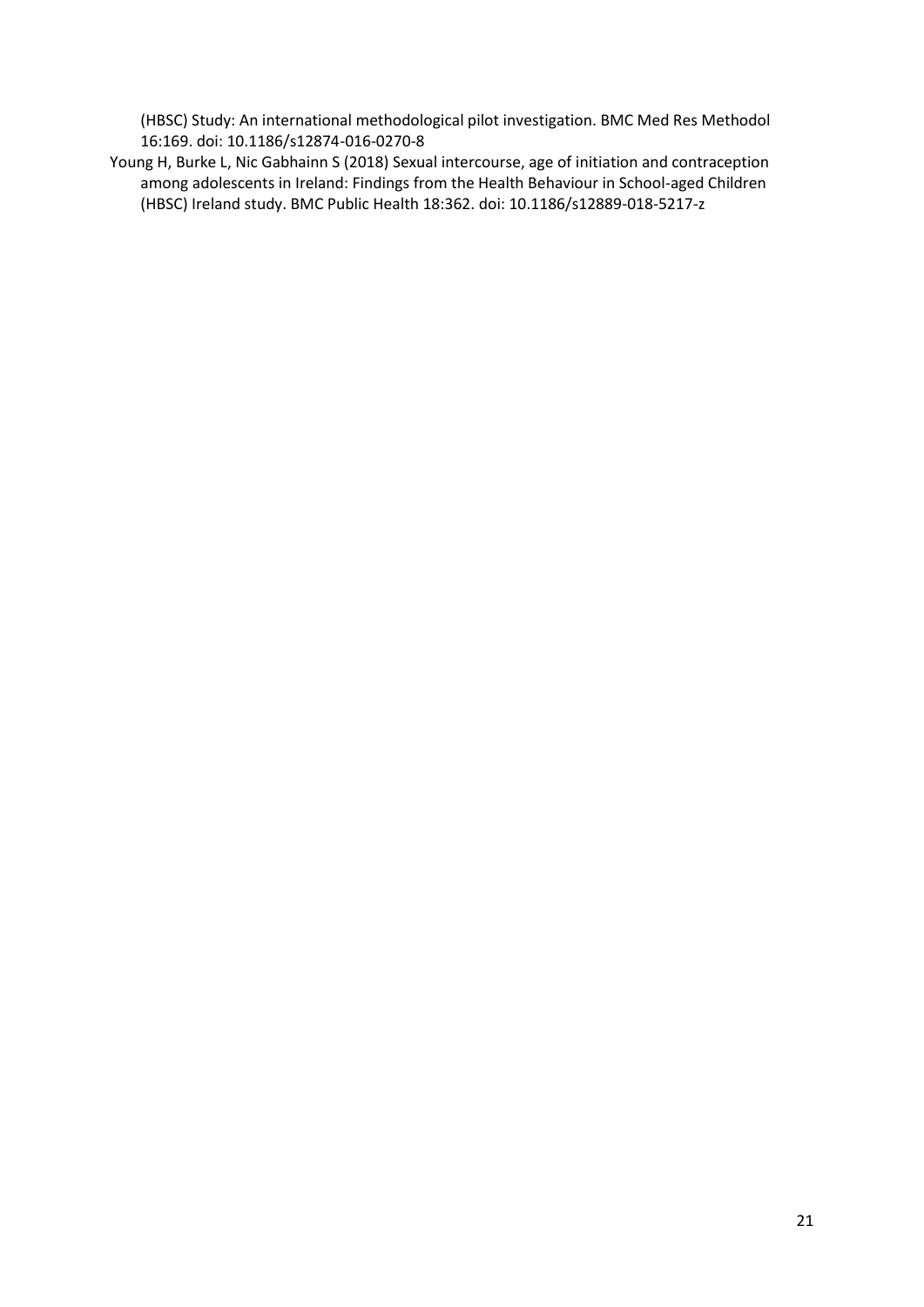(HBSC) Study: An international methodological pilot investigation. BMC Med Res Methodol 16:169. doi: 10.1186/s12874-016-0270-8

Young H, Burke L, Nic Gabhainn S (2018) Sexual intercourse, age of initiation and contraception among adolescents in Ireland: Findings from the Health Behaviour in School-aged Children (HBSC) Ireland study. BMC Public Health 18:362. doi: 10.1186/s12889-018-5217-z